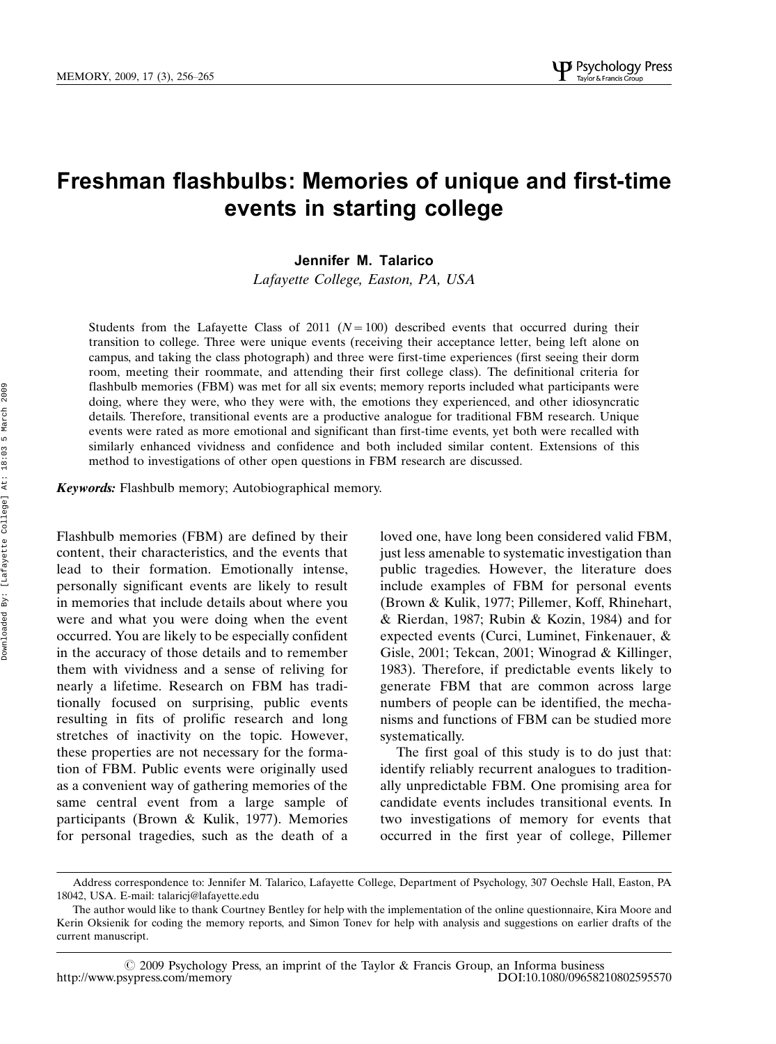# Freshman flashbulbs: Memories of unique and first-time events in starting college

**Jennifer M. Talarico**

*Lafayette College, Easton, PA, USA*

Students from the Lafayette Class of 2011 ($N = 100$) described events that occurred during their transition to college. Three were unique events (receiving their acceptance letter, being left alone on campus, and taking the class photograph) and three were first-time experiences (first seeing their dorm room, meeting their roommate, and attending their first college class). The definitional criteria for flashbulb memories (FBM) was met for all six events; memory reports included what participants were doing, where they were, who they were with, the emotions they experienced, and other idiosyncratic details. Therefore, transitional events are a productive analogue for traditional FBM research. Unique events were rated as more emotional and significant than first-time events, yet both were recalled with similarly enhanced vividness and confidence and both included similar content. Extensions of this method to investigations of other open questions in FBM research are discussed.

***Keywords:*** Flashbulb memory; Autobiographical memory.

Flashbulb memories (FBM) are defined by their content, their characteristics, and the events that lead to their formation. Emotionally intense, personally significant events are likely to result in memories that include details about where you were and what you were doing when the event occurred. You are likely to be especially confident in the accuracy of those details and to remember them with vividness and a sense of reliving for nearly a lifetime. Research on FBM has traditionally focused on surprising, public events resulting in fits of prolific research and long stretches of inactivity on the topic. However, these properties are not necessary for the formation of FBM. Public events were originally used as a convenient way of gathering memories of the same central event from a large sample of participants (Brown & Kulik, 1977). Memories for personal tragedies, such as the death of a loved one, have long been considered valid FBM, just less amenable to systematic investigation than public tragedies. However, the literature does include examples of FBM for personal events (Brown & Kulik, 1977; Pillemer, Koff, Rhinehart, & Rierdan, 1987; Rubin & Kozin, 1984) and for expected events (Curci, Luminet, Finkenauer, & Gisle, 2001; Tekcan, 2001; Winograd & Killinger, 1983). Therefore, if predictable events likely to generate FBM that are common across large numbers of people can be identified, the mechanisms and functions of FBM can be studied more systematically.

The first goal of this study is to do just that: identify reliably recurrent analogues to traditionally unpredictable FBM. One promising area for candidate events includes transitional events. In two investigations of memory for events that occurred in the first year of college, Pillemer

---

Address correspondence to: Jennifer M. Talarico, Lafayette College, Department of Psychology, 307 Oechsle Hall, Easton, PA 18042, USA. E-mail: talaricj@lafayette.edu

The author would like to thank Courtney Bentley for help with the implementation of the online questionnaire, Kira Moore and Kerin Oksienik for coding the memory reports, and Simon Tonev for help with analysis and suggestions on earlier drafts of the current manuscript.

© 2009 Psychology Press, an imprint of the Taylor & Francis Group, an Informa business
http://www.psypress.com/memory DOI:10.1080/09658210802595570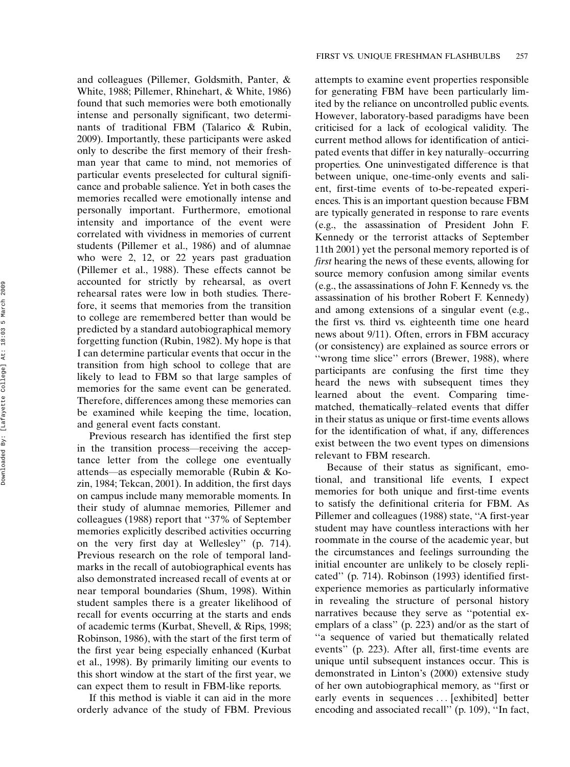and colleagues (Pillemer, Goldsmith, Panter, & White, 1988; Pillemer, Rhinehart, & White, 1986) found that such memories were both emotionally intense and personally significant, two determinants of traditional FBM (Talarico & Rubin, 2009). Importantly, these participants were asked only to describe the first memory of their freshman year that came to mind, not memories of particular events preselected for cultural significance and probable salience. Yet in both cases the memories recalled were emotionally intense and personally important. Furthermore, emotional intensity and importance of the event were correlated with vividness in memories of current students (Pillemer et al., 1986) and of alumnae who were 2, 12, or 22 years past graduation (Pillemer et al., 1988). These effects cannot be accounted for strictly by rehearsal, as overt rehearsal rates were low in both studies. Therefore, it seems that memories from the transition to college are remembered better than would be predicted by a standard autobiographical memory forgetting function (Rubin, 1982). My hope is that I can determine particular events that occur in the transition from high school to college that are likely to lead to FBM so that large samples of memories for the same event can be generated. Therefore, differences among these memories can be examined while keeping the time, location, and general event facts constant.

Previous research has identified the first step in the transition process—receiving the acceptance letter from the college one eventually attends—as especially memorable (Rubin & Kozin, 1984; Tekcan, 2001). In addition, the first days on campus include many memorable moments. In their study of alumnae memories, Pillemer and colleagues (1988) report that "37% of September memories explicitly described activities occurring on the very first day at Wellesley" (p. 714). Previous research on the role of temporal landmarks in the recall of autobiographical events has also demonstrated increased recall of events at or near temporal boundaries (Shum, 1998). Within student samples there is a greater likelihood of recall for events occurring at the starts and ends of academic terms (Kurbat, Shevell, & Rips, 1998; Robinson, 1986), with the start of the first term of the first year being especially enhanced (Kurbat et al., 1998). By primarily limiting our events to this short window at the start of the first year, we can expect them to result in FBM-like reports.

If this method is viable it can aid in the more orderly advance of the study of FBM. Previous attempts to examine event properties responsible for generating FBM have been particularly limited by the reliance on uncontrolled public events. However, laboratory-based paradigms have been criticised for a lack of ecological validity. The current method allows for identification of anticipated events that differ in key naturally–occurring properties. One uninvestigated difference is that between unique, one-time-only events and salient, first-time events of to-be-repeated experiences. This is an important question because FBM are typically generated in response to rare events (e.g., the assassination of President John F. Kennedy or the terrorist attacks of September 11th 2001) yet the personal memory reported is of *first* hearing the news of these events, allowing for source memory confusion among similar events (e.g., the assassinations of John F. Kennedy vs. the assassination of his brother Robert F. Kennedy) and among extensions of a singular event (e.g., the first vs. third vs. eighteenth time one heard news about 9/11). Often, errors in FBM accuracy (or consistency) are explained as source errors or "wrong time slice" errors (Brewer, 1988), where participants are confusing the first time they heard the news with subsequent times they learned about the event. Comparing time-matched, thematically–related events that differ in their status as unique or first-time events allows for the identification of what, if any, differences exist between the two event types on dimensions relevant to FBM research.

Because of their status as significant, emotional, and transitional life events, I expect memories for both unique and first-time events to satisfy the definitional criteria for FBM. As Pillemer and colleagues (1988) state, "A first-year student may have countless interactions with her roommate in the course of the academic year, but the circumstances and feelings surrounding the initial encounter are unlikely to be closely replicated" (p. 714). Robinson (1993) identified first-experience memories as particularly informative in revealing the structure of personal history narratives because they serve as "potential exemplars of a class" (p. 223) and/or as the start of "a sequence of varied but thematically related events" (p. 223). After all, first-time events are unique until subsequent instances occur. This is demonstrated in Linton's (2000) extensive study of her own autobiographical memory, as "first or early events in sequences ... [exhibited] better encoding and associated recall" (p. 109), "In fact,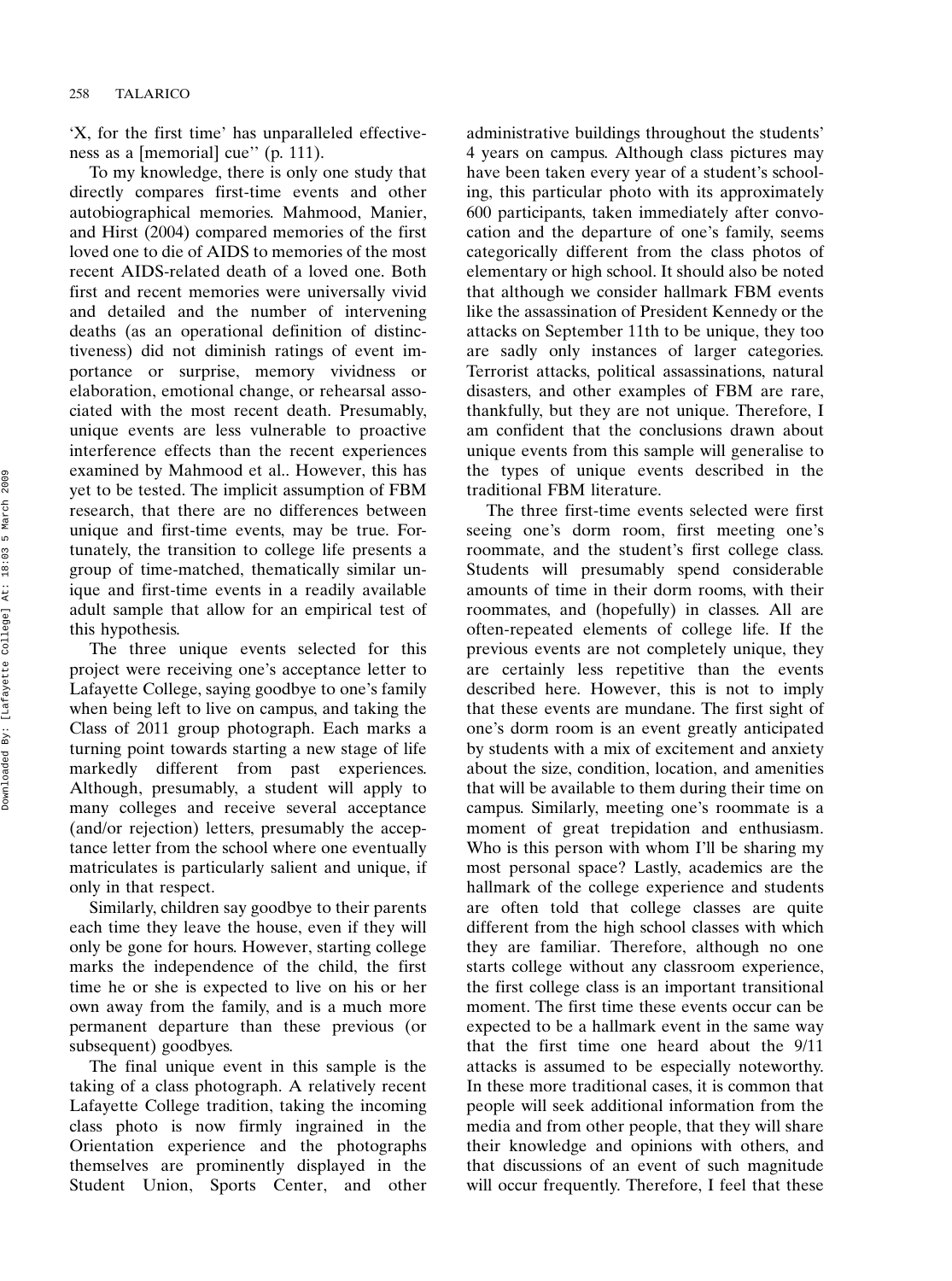'X, for the first time' has unparalleled effectiveness as a [memorial] cue'' (p. 111).

To my knowledge, there is only one study that directly compares first-time events and other autobiographical memories. Mahmood, Manier, and Hirst (2004) compared memories of the first loved one to die of AIDS to memories of the most recent AIDS-related death of a loved one. Both first and recent memories were universally vivid and detailed and the number of intervening deaths (as an operational definition of distinctiveness) did not diminish ratings of event importance or surprise, memory vividness or elaboration, emotional change, or rehearsal associated with the most recent death. Presumably, unique events are less vulnerable to proactive interference effects than the recent experiences examined by Mahmood et al.. However, this has yet to be tested. The implicit assumption of FBM research, that there are no differences between unique and first-time events, may be true. Fortunately, the transition to college life presents a group of time-matched, thematically similar unique and first-time events in a readily available adult sample that allow for an empirical test of this hypothesis.

The three unique events selected for this project were receiving one's acceptance letter to Lafayette College, saying goodbye to one's family when being left to live on campus, and taking the Class of 2011 group photograph. Each marks a turning point towards starting a new stage of life markedly different from past experiences. Although, presumably, a student will apply to many colleges and receive several acceptance (and/or rejection) letters, presumably the acceptance letter from the school where one eventually matriculates is particularly salient and unique, if only in that respect.

Similarly, children say goodbye to their parents each time they leave the house, even if they will only be gone for hours. However, starting college marks the independence of the child, the first time he or she is expected to live on his or her own away from the family, and is a much more permanent departure than these previous (or subsequent) goodbyes.

The final unique event in this sample is the taking of a class photograph. A relatively recent Lafayette College tradition, taking the incoming class photo is now firmly ingrained in the Orientation experience and the photographs themselves are prominently displayed in the Student Union, Sports Center, and other administrative buildings throughout the students' 4 years on campus. Although class pictures may have been taken every year of a student's schooling, this particular photo with its approximately 600 participants, taken immediately after convocation and the departure of one's family, seems categorically different from the class photos of elementary or high school. It should also be noted that although we consider hallmark FBM events like the assassination of President Kennedy or the attacks on September 11th to be unique, they too are sadly only instances of larger categories. Terrorist attacks, political assassinations, natural disasters, and other examples of FBM are rare, thankfully, but they are not unique. Therefore, I am confident that the conclusions drawn about unique events from this sample will generalise to the types of unique events described in the traditional FBM literature.

The three first-time events selected were first seeing one's dorm room, first meeting one's roommate, and the student's first college class. Students will presumably spend considerable amounts of time in their dorm rooms, with their roommates, and (hopefully) in classes. All are often-repeated elements of college life. If the previous events are not completely unique, they are certainly less repetitive than the events described here. However, this is not to imply that these events are mundane. The first sight of one's dorm room is an event greatly anticipated by students with a mix of excitement and anxiety about the size, condition, location, and amenities that will be available to them during their time on campus. Similarly, meeting one's roommate is a moment of great trepidation and enthusiasm. Who is this person with whom I'll be sharing my most personal space? Lastly, academics are the hallmark of the college experience and students are often told that college classes are quite different from the high school classes with which they are familiar. Therefore, although no one starts college without any classroom experience, the first college class is an important transitional moment. The first time these events occur can be expected to be a hallmark event in the same way that the first time one heard about the 9/11 attacks is assumed to be especially noteworthy. In these more traditional cases, it is common that people will seek additional information from the media and from other people, that they will share their knowledge and opinions with others, and that discussions of an event of such magnitude will occur frequently. Therefore, I feel that these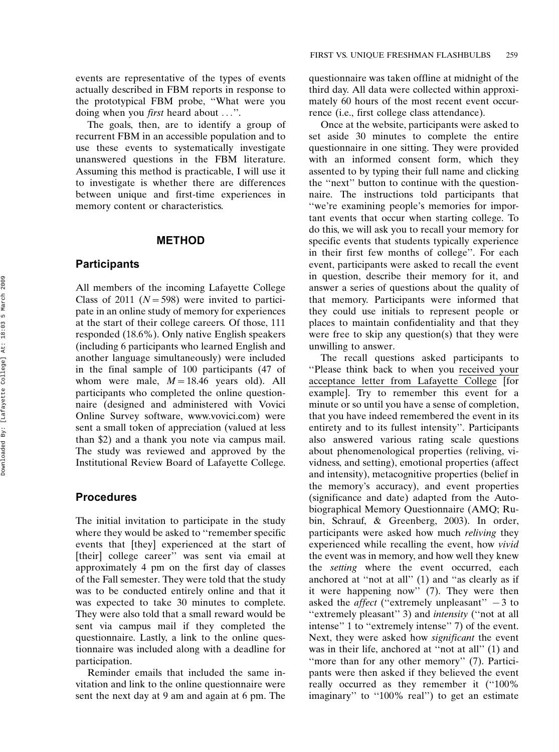events are representative of the types of events actually described in FBM reports in response to the prototypical FBM probe, ''What were you doing when you *first* heard about . . .''.

The goals, then, are to identify a group of recurrent FBM in an accessible population and to use these events to systematically investigate unanswered questions in the FBM literature. Assuming this method is practicable, I will use it to investigate is whether there are differences between unique and first-time experiences in memory content or characteristics.

## METHOD

### Participants

All members of the incoming Lafayette College Class of 2011 ($N = 598$) were invited to participate in an online study of memory for experiences at the start of their college careers. Of those, 111 responded (18.6%). Only native English speakers (including 6 participants who learned English and another language simultaneously) were included in the final sample of 100 participants (47 of whom were male, $M = 18.46$ years old). All participants who completed the online questionnaire (designed and administered with Vovici Online Survey software, www.vovici.com) were sent a small token of appreciation (valued at less than $2) and a thank you note via campus mail. The study was reviewed and approved by the Institutional Review Board of Lafayette College.

### Procedures

The initial invitation to participate in the study where they would be asked to ''remember specific events that [they] experienced at the start of [their] college career'' was sent via email at approximately 4 pm on the first day of classes of the Fall semester. They were told that the study was to be conducted entirely online and that it was expected to take 30 minutes to complete. They were also told that a small reward would be sent via campus mail if they completed the questionnaire. Lastly, a link to the online questionnaire was included along with a deadline for participation.

Reminder emails that included the same invitation and link to the online questionnaire were sent the next day at 9 am and again at 6 pm. The questionnaire was taken offline at midnight of the third day. All data were collected within approximately 60 hours of the most recent event occurrence (i.e., first college class attendance).

Once at the website, participants were asked to set aside 30 minutes to complete the entire questionnaire in one sitting. They were provided with an informed consent form, which they assented to by typing their full name and clicking the ''next'' button to continue with the questionnaire. The instructions told participants that ''we're examining people's memories for important events that occur when starting college. To do this, we will ask you to recall your memory for specific events that students typically experience in their first few months of college''. For each event, participants were asked to recall the event in question, describe their memory for it, and answer a series of questions about the quality of that memory. Participants were informed that they could use initials to represent people or places to maintain confidentiality and that they were free to skip any question(s) that they were unwilling to answer.

The recall questions asked participants to ''Please think back to when you <u>received your acceptance letter from Lafayette College</u> [for example]. Try to remember this event for a minute or so until you have a sense of completion, that you have indeed remembered the event in its entirety and to its fullest intensity''. Participants also answered various rating scale questions about phenomenological properties (reliving, vividness, and setting), emotional properties (affect and intensity), metacognitive properties (belief in the memory's accuracy), and event properties (significance and date) adapted from the Autobiographical Memory Questionnaire (AMQ; Rubin, Schrauf, & Greenberg, 2003). In order, participants were asked how much *reliving* they experienced while recalling the event, how *vivid* the event was in memory, and how well they knew the *setting* where the event occurred, each anchored at ''not at all'' (1) and ''as clearly as if it were happening now'' (7). They were then asked the *affect* (''extremely unpleasant'' $-3$ to ''extremely pleasant'' 3) and *intensity* (''not at all intense'' 1 to ''extremely intense'' 7) of the event. Next, they were asked how *significant* the event was in their life, anchored at ''not at all'' (1) and ''more than for any other memory'' (7). Participants were then asked if they believed the event really occurred as they remember it (''100% imaginary'' to ''100% real'') to get an estimate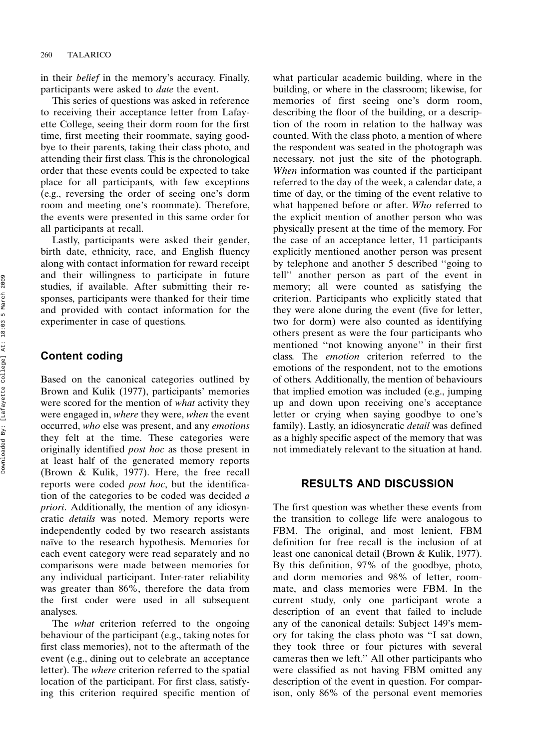in their *belief* in the memory's accuracy. Finally, participants were asked to *date* the event.

This series of questions was asked in reference to receiving their acceptance letter from Lafayette College, seeing their dorm room for the first time, first meeting their roommate, saying goodbye to their parents, taking their class photo, and attending their first class. This is the chronological order that these events could be expected to take place for all participants, with few exceptions (e.g., reversing the order of seeing one's dorm room and meeting one's roommate). Therefore, the events were presented in this same order for all participants at recall.

Lastly, participants were asked their gender, birth date, ethnicity, race, and English fluency along with contact information for reward receipt and their willingness to participate in future studies, if available. After submitting their responses, participants were thanked for their time and provided with contact information for the experimenter in case of questions.

## Content coding

Based on the canonical categories outlined by Brown and Kulik (1977), participants' memories were scored for the mention of *what* activity they were engaged in, *where* they were, *when* the event occurred, *who* else was present, and any *emotions* they felt at the time. These categories were originally identified *post hoc* as those present in at least half of the generated memory reports (Brown & Kulik, 1977). Here, the free recall reports were coded *post hoc*, but the identification of the categories to be coded was decided *a priori*. Additionally, the mention of any idiosyncratic *details* was noted. Memory reports were independently coded by two research assistants naïve to the research hypothesis. Memories for each event category were read separately and no comparisons were made between memories for any individual participant. Inter-rater reliability was greater than 86%, therefore the data from the first coder were used in all subsequent analyses.

The *what* criterion referred to the ongoing behaviour of the participant (e.g., taking notes for first class memories), not to the aftermath of the event (e.g., dining out to celebrate an acceptance letter). The *where* criterion referred to the spatial location of the participant. For first class, satisfying this criterion required specific mention of what particular academic building, where in the building, or where in the classroom; likewise, for memories of first seeing one's dorm room, describing the floor of the building, or a description of the room in relation to the hallway was counted. With the class photo, a mention of where the respondent was seated in the photograph was necessary, not just the site of the photograph. *When* information was counted if the participant referred to the day of the week, a calendar date, a time of day, or the timing of the event relative to what happened before or after. *Who* referred to the explicit mention of another person who was physically present at the time of the memory. For the case of an acceptance letter, 11 participants explicitly mentioned another person was present by telephone and another 5 described "going to tell" another person as part of the event in memory; all were counted as satisfying the criterion. Participants who explicitly stated that they were alone during the event (five for letter, two for dorm) were also counted as identifying others present as were the four participants who mentioned "not knowing anyone" in their first class. The *emotion* criterion referred to the emotions of the respondent, not to the emotions of others. Additionally, the mention of behaviours that implied emotion was included (e.g., jumping up and down upon receiving one's acceptance letter or crying when saying goodbye to one's family). Lastly, an idiosyncratic *detail* was defined as a highly specific aspect of the memory that was not immediately relevant to the situation at hand.

## RESULTS AND DISCUSSION

The first question was whether these events from the transition to college life were analogous to FBM. The original, and most lenient, FBM definition for free recall is the inclusion of at least one canonical detail (Brown & Kulik, 1977). By this definition, 97% of the goodbye, photo, and dorm memories and 98% of letter, roommate, and class memories were FBM. In the current study, only one participant wrote a description of an event that failed to include any of the canonical details: Subject 149's memory for taking the class photo was "I sat down, they took three or four pictures with several cameras then we left." All other participants who were classified as not having FBM omitted any description of the event in question. For comparison, only 86% of the personal event memories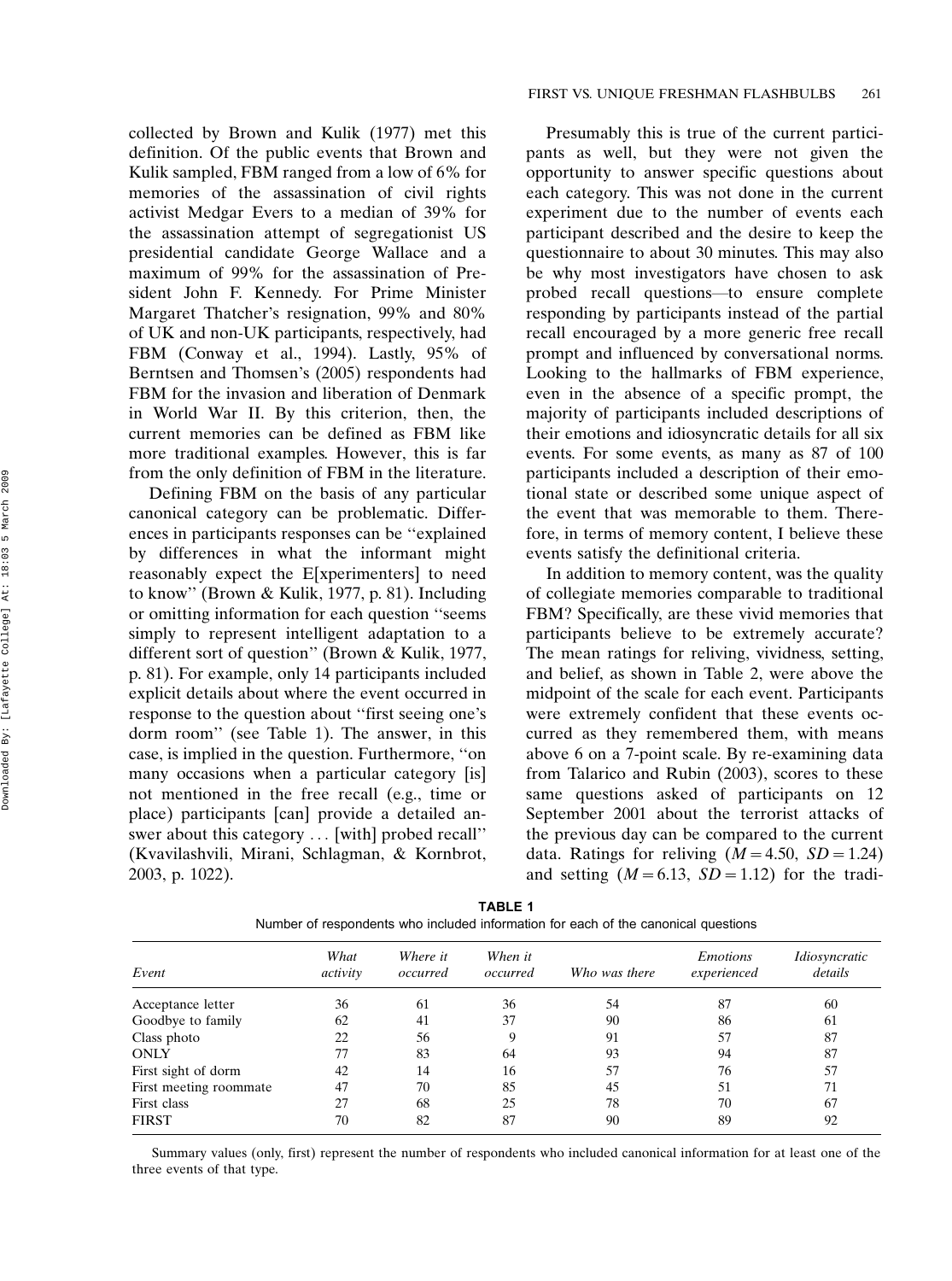collected by Brown and Kulik (1977) met this definition. Of the public events that Brown and Kulik sampled, FBM ranged from a low of 6% for memories of the assassination of civil rights activist Medgar Evers to a median of 39% for the assassination attempt of segregationist US presidential candidate George Wallace and a maximum of 99% for the assassination of President John F. Kennedy. For Prime Minister Margaret Thatcher's resignation, 99% and 80% of UK and non-UK participants, respectively, had FBM (Conway et al., 1994). Lastly, 95% of Berntsen and Thomsen's (2005) respondents had FBM for the invasion and liberation of Denmark in World War II. By this criterion, then, the current memories can be defined as FBM like more traditional examples. However, this is far from the only definition of FBM in the literature.

Defining FBM on the basis of any particular canonical category can be problematic. Differences in participants responses can be ''explained by differences in what the informant might reasonably expect the E[xperimenters] to need to know'' (Brown & Kulik, 1977, p. 81). Including or omitting information for each question ''seems simply to represent intelligent adaptation to a different sort of question'' (Brown & Kulik, 1977, p. 81). For example, only 14 participants included explicit details about where the event occurred in response to the question about ''first seeing one's dorm room'' (see Table 1). The answer, in this case, is implied in the question. Furthermore, ''on many occasions when a particular category [is] not mentioned in the free recall (e.g., time or place) participants [can] provide a detailed answer about this category ... [with] probed recall'' (Kvavilashvili, Mirani, Schlagman, & Kornbrot, 2003, p. 1022).

Presumably this is true of the current participants as well, but they were not given the opportunity to answer specific questions about each category. This was not done in the current experiment due to the number of events each participant described and the desire to keep the questionnaire to about 30 minutes. This may also be why most investigators have chosen to ask probed recall questions—to ensure complete responding by participants instead of the partial recall encouraged by a more generic free recall prompt and influenced by conversational norms. Looking to the hallmarks of FBM experience, even in the absence of a specific prompt, the majority of participants included descriptions of their emotions and idiosyncratic details for all six events. For some events, as many as 87 of 100 participants included a description of their emotional state or described some unique aspect of the event that was memorable to them. Therefore, in terms of memory content, I believe these events satisfy the definitional criteria.

In addition to memory content, was the quality of collegiate memories comparable to traditional FBM? Specifically, are these vivid memories that participants believe to be extremely accurate? The mean ratings for reliving, vividness, setting, and belief, as shown in Table 2, were above the midpoint of the scale for each event. Participants were extremely confident that these events occurred as they remembered them, with means above 6 on a 7-point scale. By re-examining data from Talarico and Rubin (2003), scores to these same questions asked of participants on 12 September 2001 about the terrorist attacks of the previous day can be compared to the current data. Ratings for reliving ($M = 4.50$, $SD = 1.24$) and setting ($M = 6.13$, $SD = 1.12$) for the tradi-

**TABLE 1**
Number of respondents who included information for each of the canonical questions

| *Event* | *What activity* | *Where it occurred* | *When it occurred* | *Who was there* | *Emotions experienced* | *Idiosyncratic details* |
|---|---|---|---|---|---|---|
| Acceptance letter | 36 | 61 | 36 | 54 | 87 | 60 |
| Goodbye to family | 62 | 41 | 37 | 90 | 86 | 61 |
| Class photo | 22 | 56 | 9 | 91 | 57 | 87 |
| ONLY | 77 | 83 | 64 | 93 | 94 | 87 |
| First sight of dorm | 42 | 14 | 16 | 57 | 76 | 57 |
| First meeting roommate | 47 | 70 | 85 | 45 | 51 | 71 |
| First class | 27 | 68 | 25 | 78 | 70 | 67 |
| FIRST | 70 | 82 | 87 | 90 | 89 | 92 |

Summary values (only, first) represent the number of respondents who included canonical information for at least one of the three events of that type.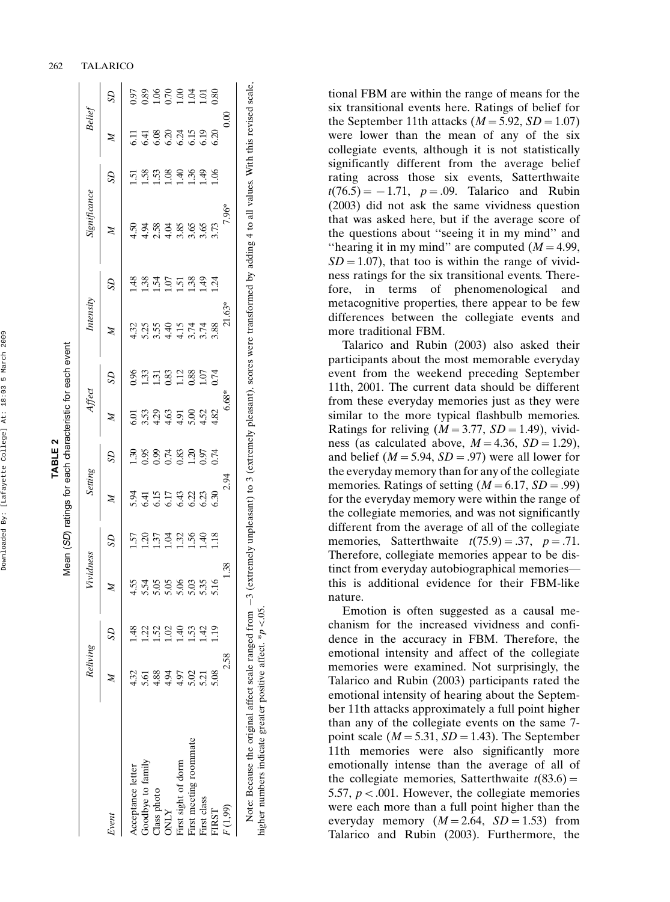**TABLE 2**

Mean (*SD*) ratings for each characteristic for each event

| Event | *Reliving* | | *Vividness* | | *Setting* | | *Affect* | | *Intensity* | | *Significance* | | *Belief* | |
|---|---|---|---|---|---|---|---|---|---|---|---|---|---|---|
| | *M* | *SD* | *M* | *SD* | *M* | *SD* | *M* | *SD* | *M* | *SD* | *M* | *SD* | *M* | *SD* |
| Acceptance letter | 4.32 | 1.48 | 4.55 | 1.57 | 5.94 | 1.30 | 6.01 | 0.96 | 4.32 | 1.48 | 4.50 | 1.51 | 6.11 | 0.97 |
| Goodbye to family | 5.61 | 1.22 | 5.54 | 1.20 | 6.41 | 0.95 | 3.53 | 1.33 | 5.25 | 1.38 | 4.94 | 1.58 | 6.41 | 0.89 |
| Class photo | 4.88 | 1.52 | 5.05 | 1.37 | 6.15 | 0.99 | 4.29 | 1.31 | 3.55 | 1.54 | 2.58 | 1.53 | 6.08 | 1.06 |
| ONLY | 4.94 | 1.02 | 5.05 | 1.04 | 6.17 | 0.74 | 4.63 | 0.83 | 4.40 | 1.07 | 4.04 | 1.08 | 6.20 | 0.70 |
| First sight of dorm | 4.97 | 1.40 | 5.06 | 1.32 | 6.43 | 0.83 | 4.91 | 1.12 | 4.15 | 1.51 | 3.85 | 1.40 | 6.24 | 1.00 |
| First meeting roommate | 5.02 | 1.53 | 5.03 | 1.56 | 6.22 | 1.20 | 5.00 | 0.88 | 3.74 | 1.38 | 3.65 | 1.36 | 6.15 | 1.04 |
| First class | 5.21 | 1.42 | 5.35 | 1.40 | 6.23 | 0.97 | 4.52 | 1.07 | 3.74 | 1.49 | 3.65 | 1.49 | 6.19 | 1.01 |
| FIRST | 5.08 | 1.19 | 5.16 | 1.18 | 6.30 | 0.74 | 4.82 | 0.74 | 3.88 | 1.24 | 3.73 | 1.06 | 6.20 | 0.80 |
| *F* (1,99) | 2.58 | | 1.38 | | 2.94 | | 6.68* | | 21.63* | | 7.96* | | 0.00 | |

Note: Because the original affect scale ranged from −3 (extremely unpleasant) to 3 (extremely pleasant), scores were transformed by adding 4 to all values. With this revised scale, higher numbers indicate greater positive affect. $^{*}p < .05$.

tional FBM are within the range of means for the six transitional events here. Ratings of belief for the September 11th attacks ($M = 5.92$, $SD = 1.07$) were lower than the mean of any of the six collegiate events, although it is not statistically significantly different from the average belief rating across those six events, Satterthwaite $t(76.5) = -1.71$, $p = .09$. Talarico and Rubin (2003) did not ask the same vividness question that was asked here, but if the average score of the questions about ''seeing it in my mind'' and ''hearing it in my mind'' are computed ($M = 4.99$, $SD = 1.07$), that too is within the range of vividness ratings for the six transitional events. Therefore, in terms of phenomenological and metacognitive properties, there appear to be few differences between the collegiate events and more traditional FBM.

Talarico and Rubin (2003) also asked their participants about the most memorable everyday event from the weekend preceding September 11th, 2001. The current data should be different from these everyday memories just as they were similar to the more typical flashbulb memories. Ratings for reliving ($M = 3.77$, $SD = 1.49$), vividness (as calculated above, $M = 4.36$, $SD = 1.29$), and belief ($M = 5.94$, $SD = .97$) were all lower for the everyday memory than for any of the collegiate memories. Ratings of setting ($M = 6.17$, $SD = .99$) for the everyday memory were within the range of the collegiate memories, and was not significantly different from the average of all of the collegiate memories, Satterthwaite $t(75.9) = .37$, $p = .71$. Therefore, collegiate memories appear to be distinct from everyday autobiographical memories—this is additional evidence for their FBM-like nature.

Emotion is often suggested as a causal mechanism for the increased vividness and confidence in the accuracy in FBM. Therefore, the emotional intensity and affect of the collegiate memories were examined. Not surprisingly, the Talarico and Rubin (2003) participants rated the emotional intensity of hearing about the September 11th attacks approximately a full point higher than any of the collegiate events on the same 7-point scale ($M = 5.31$, $SD = 1.43$). The September 11th memories were also significantly more emotionally intense than the average of all of the collegiate memories, Satterthwaite $t(83.6) = 5.57$, $p < .001$. However, the collegiate memories were each more than a full point higher than the everyday memory ($M = 2.64$, $SD = 1.53$) from Talarico and Rubin (2003). Furthermore, the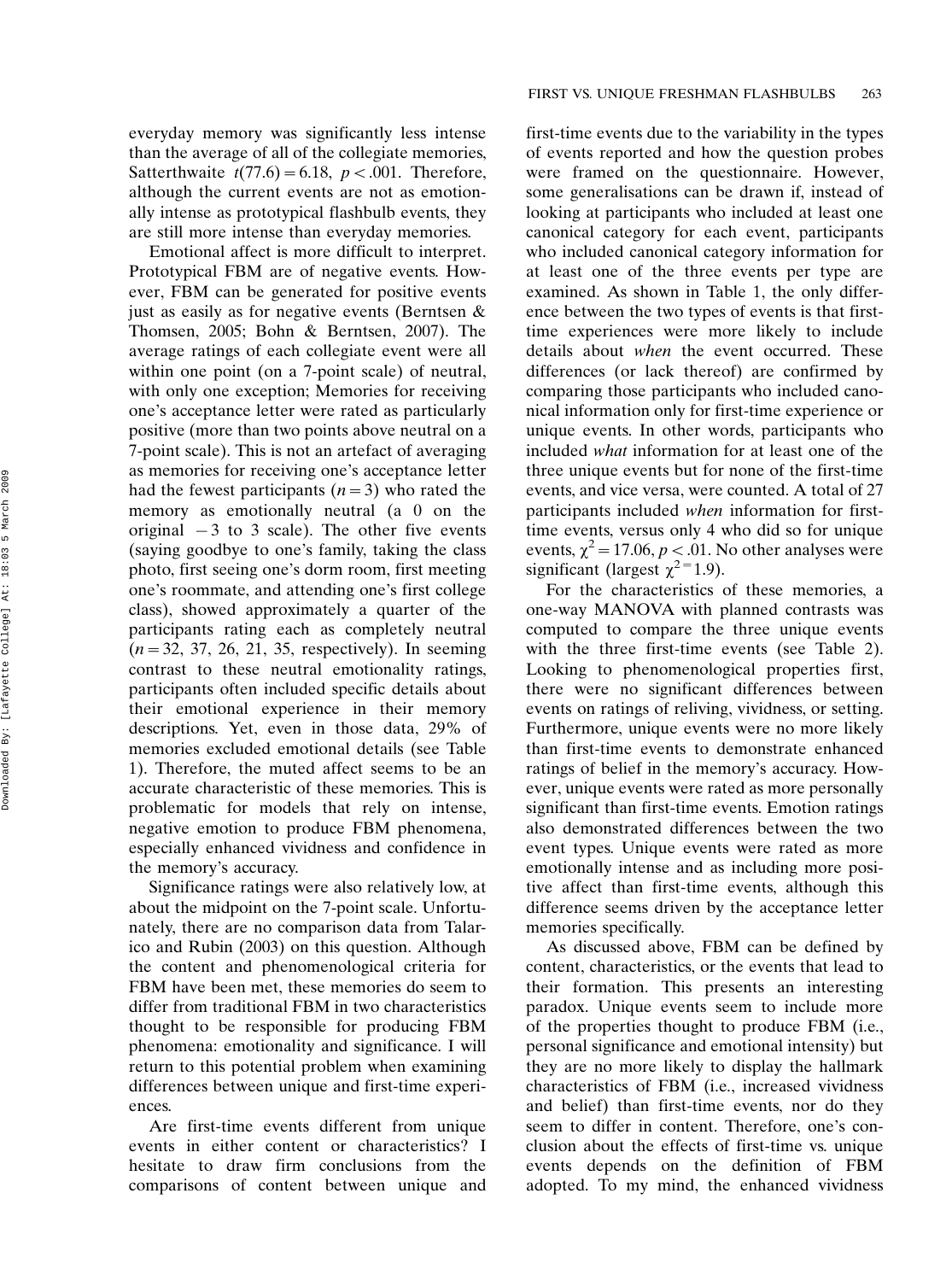everyday memory was significantly less intense than the average of all of the collegiate memories, Satterthwaite $t(77.6) = 6.18$, $p < .001$. Therefore, although the current events are not as emotionally intense as prototypical flashbulb events, they are still more intense than everyday memories.

Emotional affect is more difficult to interpret. Prototypical FBM are of negative events. However, FBM can be generated for positive events just as easily as for negative events (Berntsen & Thomsen, 2005; Bohn & Berntsen, 2007). The average ratings of each collegiate event were all within one point (on a 7-point scale) of neutral, with only one exception; Memories for receiving one's acceptance letter were rated as particularly positive (more than two points above neutral on a 7-point scale). This is not an artefact of averaging as memories for receiving one's acceptance letter had the fewest participants ($n = 3$) who rated the memory as emotionally neutral (a 0 on the original $-3$ to 3 scale). The other five events (saying goodbye to one's family, taking the class photo, first seeing one's dorm room, first meeting one's roommate, and attending one's first college class), showed approximately a quarter of the participants rating each as completely neutral ($n = 32, 37, 26, 21, 35$, respectively). In seeming contrast to these neutral emotionality ratings, participants often included specific details about their emotional experience in their memory descriptions. Yet, even in those data, 29% of memories excluded emotional details (see Table 1). Therefore, the muted affect seems to be an accurate characteristic of these memories. This is problematic for models that rely on intense, negative emotion to produce FBM phenomena, especially enhanced vividness and confidence in the memory's accuracy.

Significance ratings were also relatively low, at about the midpoint on the 7-point scale. Unfortunately, there are no comparison data from Talarico and Rubin (2003) on this question. Although the content and phenomenological criteria for FBM have been met, these memories do seem to differ from traditional FBM in two characteristics thought to be responsible for producing FBM phenomena: emotionality and significance. I will return to this potential problem when examining differences between unique and first-time experiences.

Are first-time events different from unique events in either content or characteristics? I hesitate to draw firm conclusions from the comparisons of content between unique and first-time events due to the variability in the types of events reported and how the question probes were framed on the questionnaire. However, some generalisations can be drawn if, instead of looking at participants who included at least one canonical category for each event, participants who included canonical category information for at least one of the three events per type are examined. As shown in Table 1, the only difference between the two types of events is that first-time experiences were more likely to include details about *when* the event occurred. These differences (or lack thereof) are confirmed by comparing those participants who included canonical information only for first-time experience or unique events. In other words, participants who included *what* information for at least one of the three unique events but for none of the first-time events, and vice versa, were counted. A total of 27 participants included *when* information for first-time events, versus only 4 who did so for unique events, $\chi^2 = 17.06$, $p < .01$. No other analyses were significant (largest $\chi^2 = 1.9$).

For the characteristics of these memories, a one-way MANOVA with planned contrasts was computed to compare the three unique events with the three first-time events (see Table 2). Looking to phenomenological properties first, there were no significant differences between events on ratings of reliving, vividness, or setting. Furthermore, unique events were no more likely than first-time events to demonstrate enhanced ratings of belief in the memory's accuracy. However, unique events were rated as more personally significant than first-time events. Emotion ratings also demonstrated differences between the two event types. Unique events were rated as more emotionally intense and as including more positive affect than first-time events, although this difference seems driven by the acceptance letter memories specifically.

As discussed above, FBM can be defined by content, characteristics, or the events that lead to their formation. This presents an interesting paradox. Unique events seem to include more of the properties thought to produce FBM (i.e., personal significance and emotional intensity) but they are no more likely to display the hallmark characteristics of FBM (i.e., increased vividness and belief) than first-time events, nor do they seem to differ in content. Therefore, one's conclusion about the effects of first-time vs. unique events depends on the definition of FBM adopted. To my mind, the enhanced vividness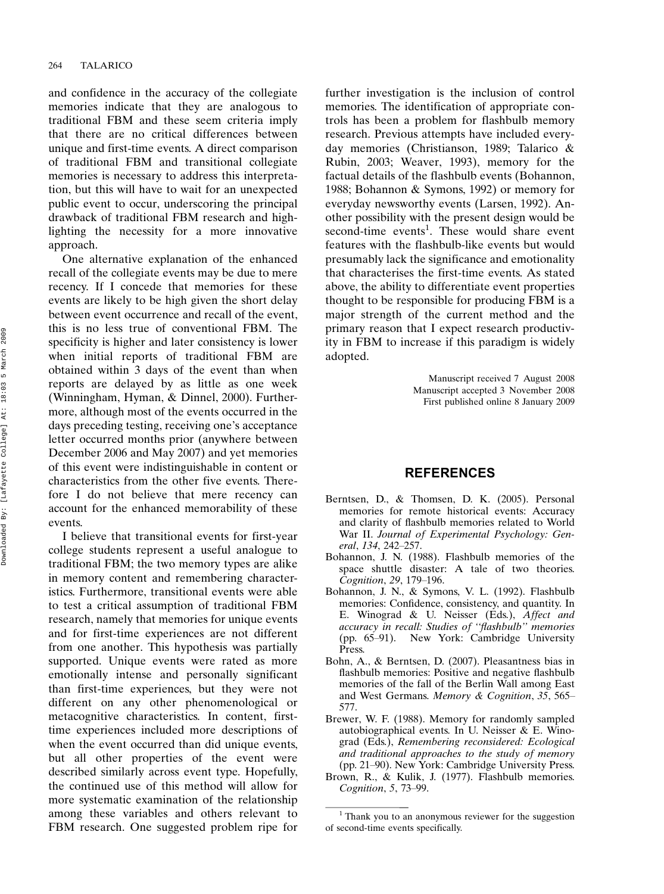and confidence in the accuracy of the collegiate memories indicate that they are analogous to traditional FBM and these seem criteria imply that there are no critical differences between unique and first-time events. A direct comparison of traditional FBM and transitional collegiate memories is necessary to address this interpretation, but this will have to wait for an unexpected public event to occur, underscoring the principal drawback of traditional FBM research and highlighting the necessity for a more innovative approach.

One alternative explanation of the enhanced recall of the collegiate events may be due to mere recency. If I concede that memories for these events are likely to be high given the short delay between event occurrence and recall of the event, this is no less true of conventional FBM. The specificity is higher and later consistency is lower when initial reports of traditional FBM are obtained within 3 days of the event than when reports are delayed by as little as one week (Winningham, Hyman, & Dinnel, 2000). Furthermore, although most of the events occurred in the days preceding testing, receiving one's acceptance letter occurred months prior (anywhere between December 2006 and May 2007) and yet memories of this event were indistinguishable in content or characteristics from the other five events. Therefore I do not believe that mere recency can account for the enhanced memorability of these events.

I believe that transitional events for first-year college students represent a useful analogue to traditional FBM; the two memory types are alike in memory content and remembering characteristics. Furthermore, transitional events were able to test a critical assumption of traditional FBM research, namely that memories for unique events and for first-time experiences are not different from one another. This hypothesis was partially supported. Unique events were rated as more emotionally intense and personally significant than first-time experiences, but they were not different on any other phenomenological or metacognitive characteristics. In content, first-time experiences included more descriptions of when the event occurred than did unique events, but all other properties of the event were described similarly across event type. Hopefully, the continued use of this method will allow for more systematic examination of the relationship among these variables and others relevant to FBM research. One suggested problem ripe for further investigation is the inclusion of control memories. The identification of appropriate controls has been a problem for flashbulb memory research. Previous attempts have included everyday memories (Christianson, 1989; Talarico & Rubin, 2003; Weaver, 1993), memory for the factual details of the flashbulb events (Bohannon, 1988; Bohannon & Symons, 1992) or memory for everyday newsworthy events (Larsen, 1992). Another possibility with the present design would be second-time events[1]. These would share event features with the flashbulb-like events but would presumably lack the significance and emotionality that characterises the first-time events. As stated above, the ability to differentiate event properties thought to be responsible for producing FBM is a major strength of the current method and the primary reason that I expect research productivity in FBM to increase if this paradigm is widely adopted.

Manuscript received 7 August 2008
Manuscript accepted 3 November 2008
First published online 8 January 2009

## REFERENCES

Berntsen, D., & Thomsen, D. K. (2005). Personal memories for remote historical events: Accuracy and clarity of flashbulb memories related to World War II. *Journal of Experimental Psychology: General*, *134*, 242–257.

Bohannon, J. N. (1988). Flashbulb memories of the space shuttle disaster: A tale of two theories. *Cognition*, *29*, 179–196.

Bohannon, J. N., & Symons, V. L. (1992). Flashbulb memories: Confidence, consistency, and quantity. In E. Winograd & U. Neisser (Eds.), *Affect and accuracy in recall: Studies of "flashbulb" memories* (pp. 65–91). New York: Cambridge University Press.

Bohn, A., & Berntsen, D. (2007). Pleasantness bias in flashbulb memories: Positive and negative flashbulb memories of the fall of the Berlin Wall among East and West Germans. *Memory & Cognition*, *35*, 565–577.

Brewer, W. F. (1988). Memory for randomly sampled autobiographical events. In U. Neisser & E. Winograd (Eds.), *Remembering reconsidered: Ecological and traditional approaches to the study of memory* (pp. 21–90). New York: Cambridge University Press.

Brown, R., & Kulik, J. (1977). Flashbulb memories. *Cognition*, *5*, 73–99.

[1] Thank you to an anonymous reviewer for the suggestion of second-time events specifically.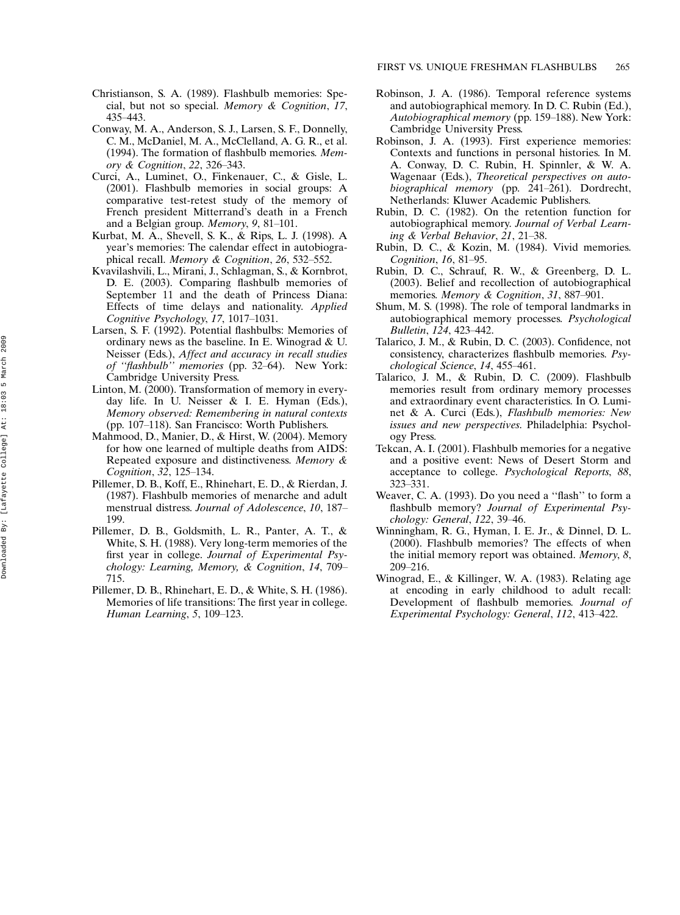Christianson, S. A. (1989). Flashbulb memories: Special, but not so special. *Memory & Cognition*, *17*, 435–443.

Conway, M. A., Anderson, S. J., Larsen, S. F., Donnelly, C. M., McDaniel, M. A., McClelland, A. G. R., et al. (1994). The formation of flashbulb memories. *Memory & Cognition*, *22*, 326–343.

Curci, A., Luminet, O., Finkenauer, C., & Gisle, L. (2001). Flashbulb memories in social groups: A comparative test-retest study of the memory of French president Mitterrand's death in a French and a Belgian group. *Memory*, *9*, 81–101.

Kurbat, M. A., Shevell, S. K., & Rips, L. J. (1998). A year's memories: The calendar effect in autobiographical recall. *Memory & Cognition*, *26*, 532–552.

Kvavilashvili, L., Mirani, J., Schlagman, S., & Kornbrot, D. E. (2003). Comparing flashbulb memories of September 11 and the death of Princess Diana: Effects of time delays and nationality. *Applied Cognitive Psychology*, *17*, 1017–1031.

Larsen, S. F. (1992). Potential flashbulbs: Memories of ordinary news as the baseline. In E. Winograd & U. Neisser (Eds.), *Affect and accuracy in recall studies of ''flashbulb'' memories* (pp. 32–64). New York: Cambridge University Press.

Linton, M. (2000). Transformation of memory in everyday life. In U. Neisser & I. E. Hyman (Eds.), *Memory observed: Remembering in natural contexts* (pp. 107–118). San Francisco: Worth Publishers.

Mahmood, D., Manier, D., & Hirst, W. (2004). Memory for how one learned of multiple deaths from AIDS: Repeated exposure and distinctiveness. *Memory & Cognition*, *32*, 125–134.

Pillemer, D. B., Koff, E., Rhinehart, E. D., & Rierdan, J. (1987). Flashbulb memories of menarche and adult menstrual distress. *Journal of Adolescence*, *10*, 187–199.

Pillemer, D. B., Goldsmith, L. R., Panter, A. T., & White, S. H. (1988). Very long-term memories of the first year in college. *Journal of Experimental Psychology: Learning, Memory, & Cognition*, *14*, 709–715.

Pillemer, D. B., Rhinehart, E. D., & White, S. H. (1986). Memories of life transitions: The first year in college. *Human Learning*, *5*, 109–123.

Robinson, J. A. (1986). Temporal reference systems and autobiographical memory. In D. C. Rubin (Ed.), *Autobiographical memory* (pp. 159–188). New York: Cambridge University Press.

Robinson, J. A. (1993). First experience memories: Contexts and functions in personal histories. In M. A. Conway, D. C. Rubin, H. Spinnler, & W. A. Wagenaar (Eds.), *Theoretical perspectives on autobiographical memory* (pp. 241–261). Dordrecht, Netherlands: Kluwer Academic Publishers.

Rubin, D. C. (1982). On the retention function for autobiographical memory. *Journal of Verbal Learning & Verbal Behavior*, *21*, 21–38.

Rubin, D. C., & Kozin, M. (1984). Vivid memories. *Cognition*, *16*, 81–95.

Rubin, D. C., Schrauf, R. W., & Greenberg, D. L. (2003). Belief and recollection of autobiographical memories. *Memory & Cognition*, *31*, 887–901.

Shum, M. S. (1998). The role of temporal landmarks in autobiographical memory processes. *Psychological Bulletin*, *124*, 423–442.

Talarico, J. M., & Rubin, D. C. (2003). Confidence, not consistency, characterizes flashbulb memories. *Psychological Science*, *14*, 455–461.

Talarico, J. M., & Rubin, D. C. (2009). Flashbulb memories result from ordinary memory processes and extraordinary event characteristics. In O. Luminet & A. Curci (Eds.), *Flashbulb memories: New issues and new perspectives*. Philadelphia: Psychology Press.

Tekcan, A. I. (2001). Flashbulb memories for a negative and a positive event: News of Desert Storm and acceptance to college. *Psychological Reports*, *88*, 323–331.

Weaver, C. A. (1993). Do you need a ''flash'' to form a flashbulb memory? *Journal of Experimental Psychology: General*, *122*, 39–46.

Winningham, R. G., Hyman, I. E. Jr., & Dinnel, D. L. (2000). Flashbulb memories? The effects of when the initial memory report was obtained. *Memory*, *8*, 209–216.

Winograd, E., & Killinger, W. A. (1983). Relating age at encoding in early childhood to adult recall: Development of flashbulb memories. *Journal of Experimental Psychology: General*, *112*, 413–422.